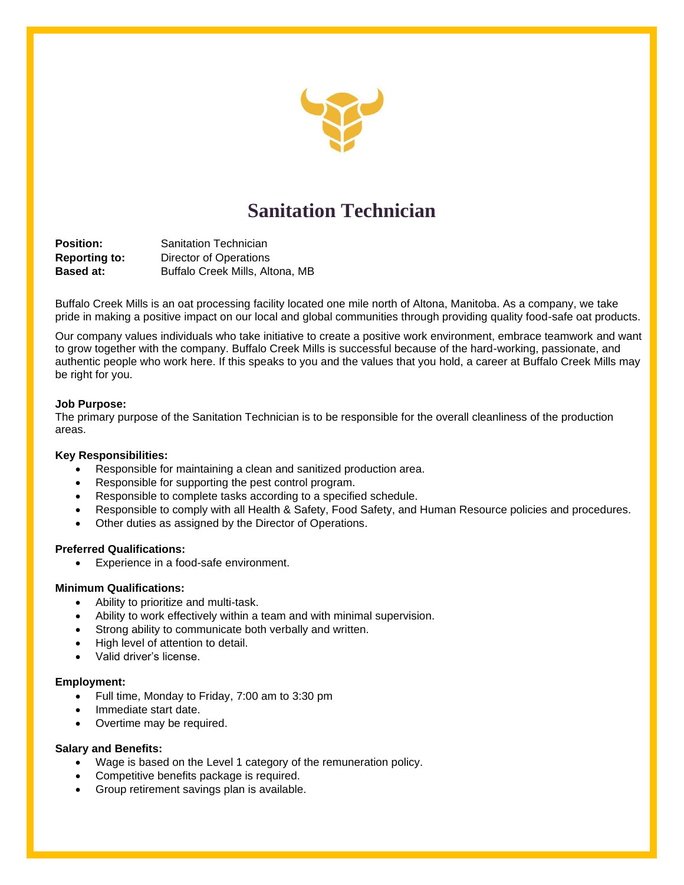# Sanitation Technician

**Position:** Sanitation Technician
**Reporting to:** Director of Operations
**Based at:** Buffalo Creek Mills, Altona, MB

Buffalo Creek Mills is an oat processing facility located one mile north of Altona, Manitoba. As a company, we take pride in making a positive impact on our local and global communities through providing quality food-safe oat products.

Our company values individuals who take initiative to create a positive work environment, embrace teamwork and want to grow together with the company. Buffalo Creek Mills is successful because of the hard-working, passionate, and authentic people who work here. If this speaks to you and the values that you hold, a career at Buffalo Creek Mills may be right for you.

**Job Purpose:**
The primary purpose of the Sanitation Technician is to be responsible for the overall cleanliness of the production areas.

**Key Responsibilities:**

- Responsible for maintaining a clean and sanitized production area.
- Responsible for supporting the pest control program.
- Responsible to complete tasks according to a specified schedule.
- Responsible to comply with all Health & Safety, Food Safety, and Human Resource policies and procedures.
- Other duties as assigned by the Director of Operations.

**Preferred Qualifications:**

- Experience in a food-safe environment.

**Minimum Qualifications:**

- Ability to prioritize and multi-task.
- Ability to work effectively within a team and with minimal supervision.
- Strong ability to communicate both verbally and written.
- High level of attention to detail.
- Valid driver's license.

**Employment:**

- Full time, Monday to Friday, 7:00 am to 3:30 pm
- Immediate start date.
- Overtime may be required.

**Salary and Benefits:**

- Wage is based on the Level 1 category of the remuneration policy.
- Competitive benefits package is required.
- Group retirement savings plan is available.